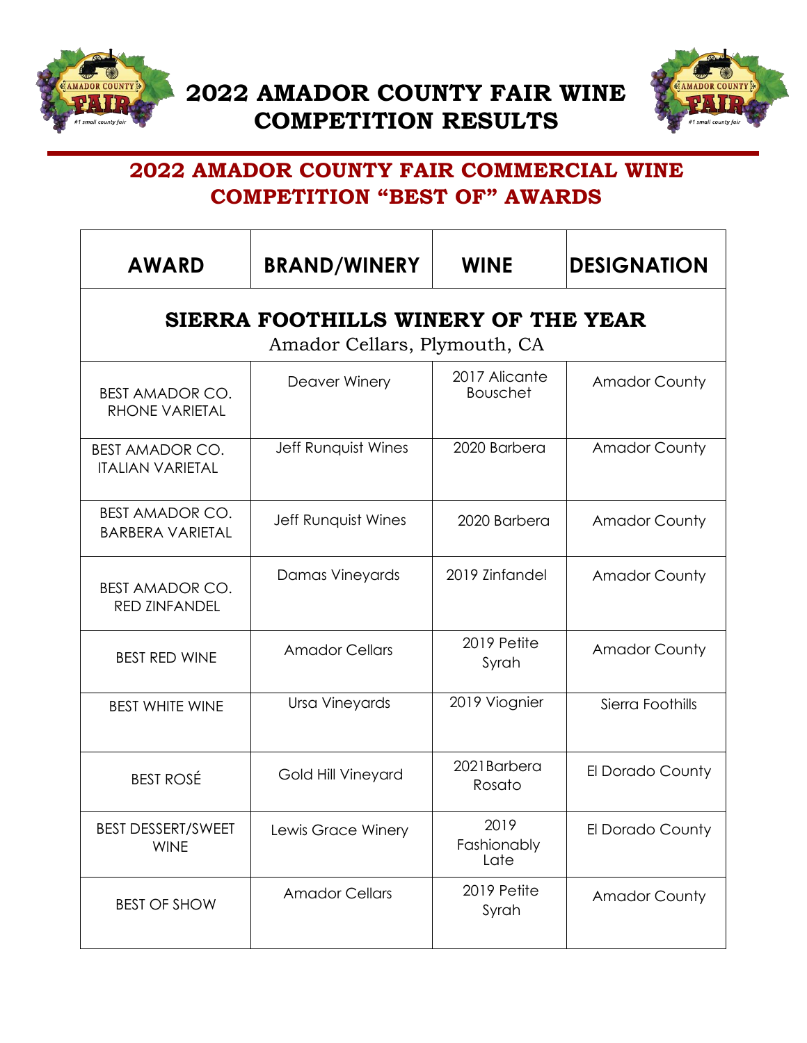# 2022 AMADOR COUNTY FAIR WINE COMPETITION RESULTS

## 2022 AMADOR COUNTY FAIR COMMERCIAL WINE COMPETITION "BEST OF" AWARDS

| AWARD | BRAND/WINERY | WINE | DESIGNATION |
|---|---|---|---|
| **SIERRA FOOTHILLS WINERY OF THE YEAR** Amador Cellars, Plymouth, CA | | | |
| BEST AMADOR CO. RHONE VARIETAL | Deaver Winery | 2017 Alicante Bouschet | Amador County |
| BEST AMADOR CO. ITALIAN VARIETAL | Jeff Runquist Wines | 2020 Barbera | Amador County |
| BEST AMADOR CO. BARBERA VARIETAL | Jeff Runquist Wines | 2020 Barbera | Amador County |
| BEST AMADOR CO. RED ZINFANDEL | Damas Vineyards | 2019 Zinfandel | Amador County |
| BEST RED WINE | Amador Cellars | 2019 Petite Syrah | Amador County |
| BEST WHITE WINE | Ursa Vineyards | 2019 Viognier | Sierra Foothills |
| BEST ROSÉ | Gold Hill Vineyard | 2021Barbera Rosato | El Dorado County |
| BEST DESSERT/SWEET WINE | Lewis Grace Winery | 2019 Fashionably Late | El Dorado County |
| BEST OF SHOW | Amador Cellars | 2019 Petite Syrah | Amador County |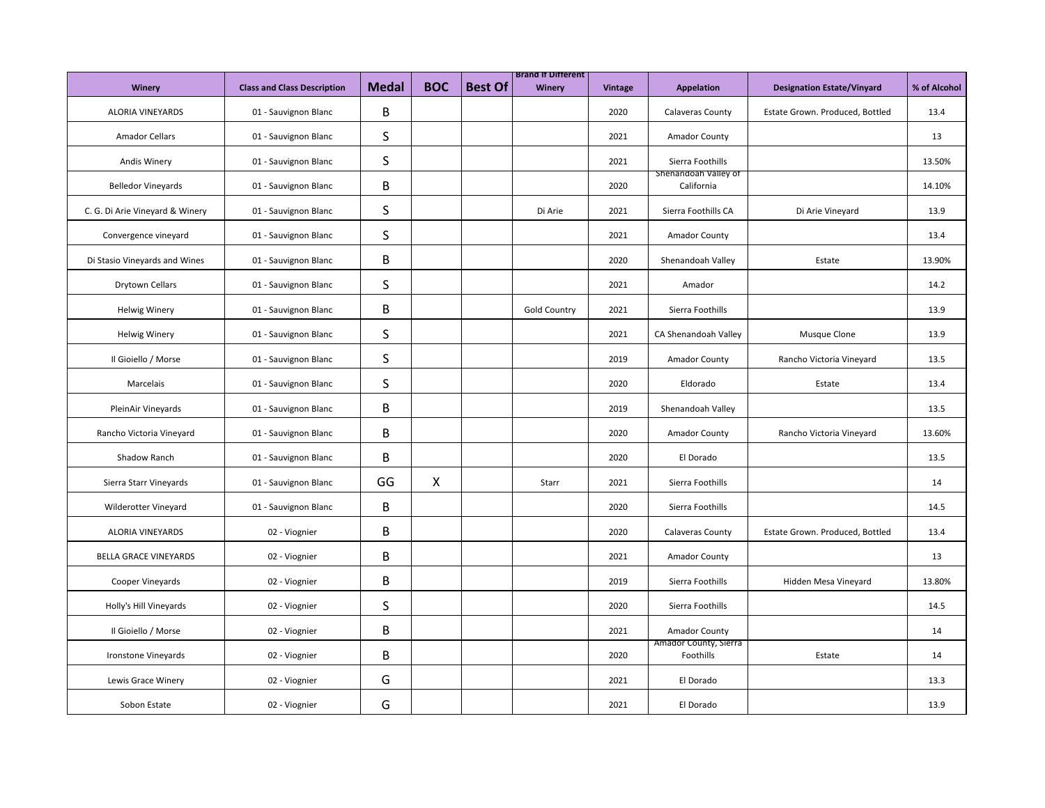| Winery | Class and Class Description | Medal | BOC | Best Of | Brand If Different Winery | Vintage | Appelation | Designation Estate/Vinyard | % of Alcohol |
|---|---|---|---|---|---|---|---|---|---|
| ALORIA VINEYARDS | 01 - Sauvignon Blanc | B | | | | 2020 | Calaveras County | Estate Grown. Produced, Bottled | 13.4 |
| Amador Cellars | 01 - Sauvignon Blanc | S | | | | 2021 | Amador County | | 13 |
| Andis Winery | 01 - Sauvignon Blanc | S | | | | 2021 | Sierra Foothills | | 13.50% |
| Belledor Vineyards | 01 - Sauvignon Blanc | B | | | | 2020 | Shenandoah Valley of California | | 14.10% |
| C. G. Di Arie Vineyard & Winery | 01 - Sauvignon Blanc | S | | | Di Arie | 2021 | Sierra Foothills CA | Di Arie Vineyard | 13.9 |
| Convergence vineyard | 01 - Sauvignon Blanc | S | | | | 2021 | Amador County | | 13.4 |
| Di Stasio Vineyards and Wines | 01 - Sauvignon Blanc | B | | | | 2020 | Shenandoah Valley | Estate | 13.90% |
| Drytown Cellars | 01 - Sauvignon Blanc | S | | | | 2021 | Amador | | 14.2 |
| Helwig Winery | 01 - Sauvignon Blanc | B | | | Gold Country | 2021 | Sierra Foothills | | 13.9 |
| Helwig Winery | 01 - Sauvignon Blanc | S | | | | 2021 | CA Shenandoah Valley | Musque Clone | 13.9 |
| Il Gioiello / Morse | 01 - Sauvignon Blanc | S | | | | 2019 | Amador County | Rancho Victoria Vineyard | 13.5 |
| Marcelais | 01 - Sauvignon Blanc | S | | | | 2020 | Eldorado | Estate | 13.4 |
| PleinAir Vineyards | 01 - Sauvignon Blanc | B | | | | 2019 | Shenandoah Valley | | 13.5 |
| Rancho Victoria Vineyard | 01 - Sauvignon Blanc | B | | | | 2020 | Amador County | Rancho Victoria Vineyard | 13.60% |
| Shadow Ranch | 01 - Sauvignon Blanc | B | | | | 2020 | El Dorado | | 13.5 |
| Sierra Starr Vineyards | 01 - Sauvignon Blanc | GG | X | | Starr | 2021 | Sierra Foothills | | 14 |
| Wilderotter Vineyard | 01 - Sauvignon Blanc | B | | | | 2020 | Sierra Foothills | | 14.5 |
| ALORIA VINEYARDS | 02 - Viognier | B | | | | 2020 | Calaveras County | Estate Grown. Produced, Bottled | 13.4 |
| BELLA GRACE VINEYARDS | 02 - Viognier | B | | | | 2021 | Amador County | | 13 |
| Cooper Vineyards | 02 - Viognier | B | | | | 2019 | Sierra Foothills | Hidden Mesa Vineyard | 13.80% |
| Holly's Hill Vineyards | 02 - Viognier | S | | | | 2020 | Sierra Foothills | | 14.5 |
| Il Gioiello / Morse | 02 - Viognier | B | | | | 2021 | Amador County | | 14 |
| Ironstone Vineyards | 02 - Viognier | B | | | | 2020 | Amador County, Sierra Foothills | Estate | 14 |
| Lewis Grace Winery | 02 - Viognier | G | | | | 2021 | El Dorado | | 13.3 |
| Sobon Estate | 02 - Viognier | G | | | | 2021 | El Dorado | | 13.9 |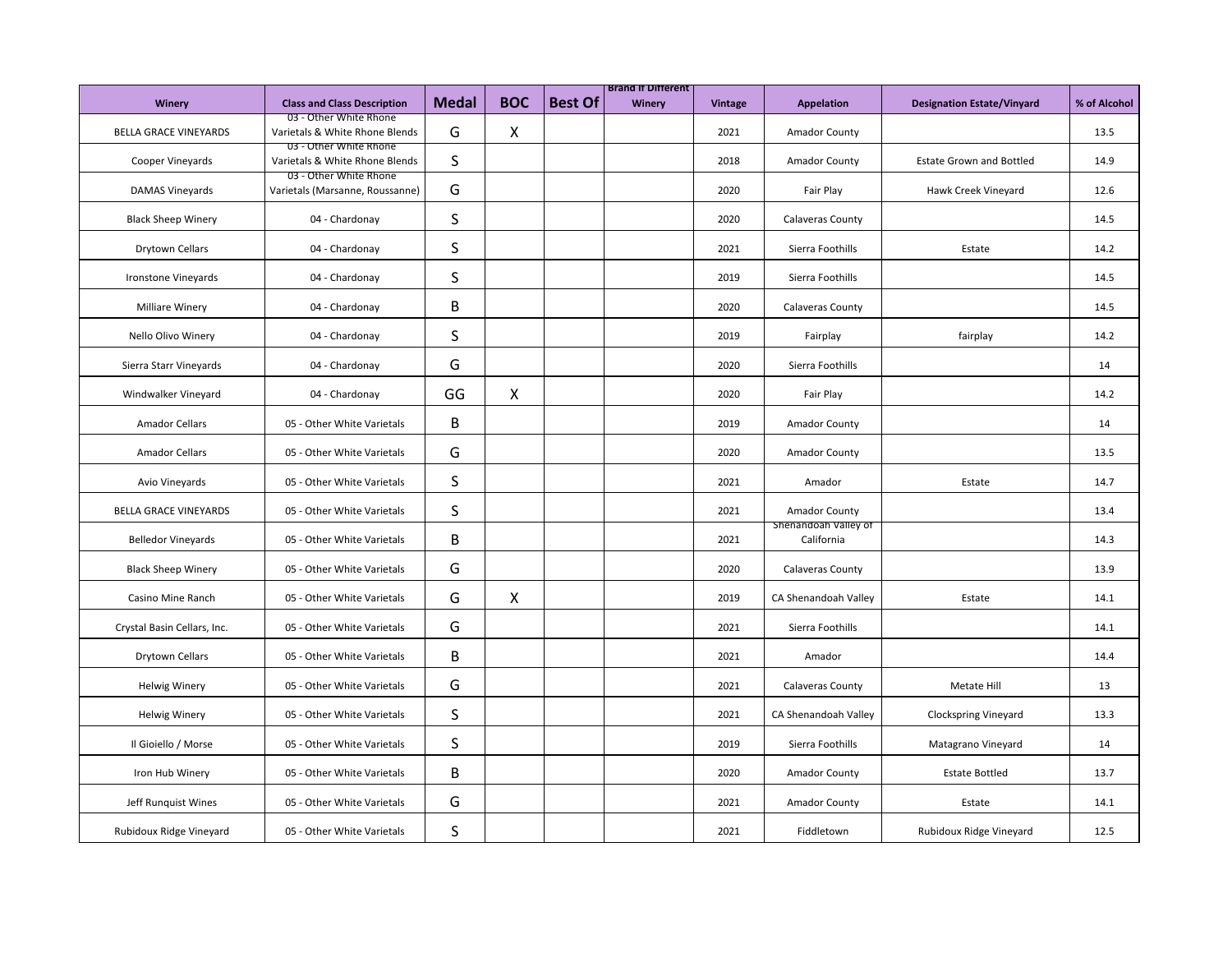| Winery | Class and Class Description | Medal | BOC | Best Of | Brand if Different Winery | Vintage | Appelation | Designation Estate/Vinyard | % of Alcohol |
|---|---|---|---|---|---|---|---|---|---|
| BELLA GRACE VINEYARDS | 03 - Other White Rhone Varietals & White Rhone Blends | G | X | | | 2021 | Amador County | | 13.5 |
| Cooper Vineyards | 03 - Other White Rhone Varietals & White Rhone Blends | S | | | | 2018 | Amador County | Estate Grown and Bottled | 14.9 |
| DAMAS Vineyards | 03 - Other White Rhone Varietals (Marsanne, Roussanne) | G | | | | 2020 | Fair Play | Hawk Creek Vineyard | 12.6 |
| Black Sheep Winery | 04 - Chardonay | S | | | | 2020 | Calaveras County | | 14.5 |
| Drytown Cellars | 04 - Chardonay | S | | | | 2021 | Sierra Foothills | Estate | 14.2 |
| Ironstone Vineyards | 04 - Chardonay | S | | | | 2019 | Sierra Foothills | | 14.5 |
| Milliare Winery | 04 - Chardonay | B | | | | 2020 | Calaveras County | | 14.5 |
| Nello Olivo Winery | 04 - Chardonay | S | | | | 2019 | Fairplay | fairplay | 14.2 |
| Sierra Starr Vineyards | 04 - Chardonay | G | | | | 2020 | Sierra Foothills | | 14 |
| Windwalker Vineyard | 04 - Chardonay | GG | X | | | 2020 | Fair Play | | 14.2 |
| Amador Cellars | 05 - Other White Varietals | B | | | | 2019 | Amador County | | 14 |
| Amador Cellars | 05 - Other White Varietals | G | | | | 2020 | Amador County | | 13.5 |
| Avio Vineyards | 05 - Other White Varietals | S | | | | 2021 | Amador | Estate | 14.7 |
| BELLA GRACE VINEYARDS | 05 - Other White Varietals | S | | | | 2021 | Amador County | | 13.4 |
| Belledor Vineyards | 05 - Other White Varietals | B | | | | 2021 | Shenandoah Valley of California | | 14.3 |
| Black Sheep Winery | 05 - Other White Varietals | G | | | | 2020 | Calaveras County | | 13.9 |
| Casino Mine Ranch | 05 - Other White Varietals | G | X | | | 2019 | CA Shenandoah Valley | Estate | 14.1 |
| Crystal Basin Cellars, Inc. | 05 - Other White Varietals | G | | | | 2021 | Sierra Foothills | | 14.1 |
| Drytown Cellars | 05 - Other White Varietals | B | | | | 2021 | Amador | | 14.4 |
| Helwig Winery | 05 - Other White Varietals | G | | | | 2021 | Calaveras County | Metate Hill | 13 |
| Helwig Winery | 05 - Other White Varietals | S | | | | 2021 | CA Shenandoah Valley | Clockspring Vineyard | 13.3 |
| Il Gioiello / Morse | 05 - Other White Varietals | S | | | | 2019 | Sierra Foothills | Matagrano Vineyard | 14 |
| Iron Hub Winery | 05 - Other White Varietals | B | | | | 2020 | Amador County | Estate Bottled | 13.7 |
| Jeff Runquist Wines | 05 - Other White Varietals | G | | | | 2021 | Amador County | Estate | 14.1 |
| Rubidoux Ridge Vineyard | 05 - Other White Varietals | S | | | | 2021 | Fiddletown | Rubidoux Ridge Vineyard | 12.5 |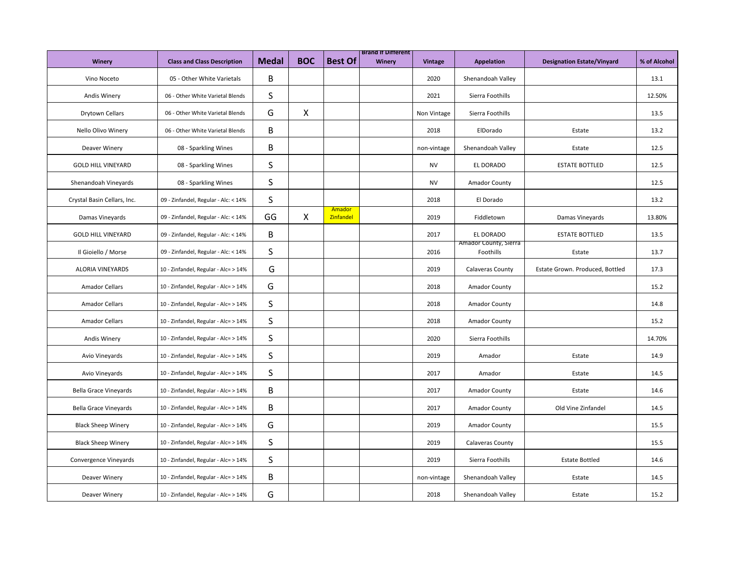| Winery | Class and Class Description | Medal | BOC | Best Of | Brand If Different Winery | Vintage | Appelation | Designation Estate/Vinyard | % of Alcohol |
|---|---|---|---|---|---|---|---|---|---|
| Vino Noceto | 05 - Other White Varietals | B | | | | 2020 | Shenandoah Valley | | 13.1 |
| Andis Winery | 06 - Other White Varietal Blends | S | | | | 2021 | Sierra Foothills | | 12.50% |
| Drytown Cellars | 06 - Other White Varietal Blends | G | X | | | Non Vintage | Sierra Foothills | | 13.5 |
| Nello Olivo Winery | 06 - Other White Varietal Blends | B | | | | 2018 | ElDorado | Estate | 13.2 |
| Deaver Winery | 08 - Sparkling Wines | B | | | | non-vintage | Shenandoah Valley | Estate | 12.5 |
| GOLD HILL VINEYARD | 08 - Sparkling Wines | S | | | | NV | EL DORADO | ESTATE BOTTLED | 12.5 |
| Shenandoah Vineyards | 08 - Sparkling Wines | S | | | | NV | Amador County | | 12.5 |
| Crystal Basin Cellars, Inc. | 09 - Zinfandel, Regular - Alc: < 14% | S | | | | 2018 | El Dorado | | 13.2 |
| Damas Vineyards | 09 - Zinfandel, Regular - Alc: < 14% | GG | X | Amador Zinfandel | | 2019 | Fiddletown | Damas Vineyards | 13.80% |
| GOLD HILL VINEYARD | 09 - Zinfandel, Regular - Alc: < 14% | B | | | | 2017 | EL DORADO | ESTATE BOTTLED | 13.5 |
| Il Gioiello / Morse | 09 - Zinfandel, Regular - Alc: < 14% | S | | | | 2016 | Amador County, Sierra Foothills | Estate | 13.7 |
| ALORIA VINEYARDS | 10 - Zinfandel, Regular - Alc= > 14% | G | | | | 2019 | Calaveras County | Estate Grown. Produced, Bottled | 17.3 |
| Amador Cellars | 10 - Zinfandel, Regular - Alc= > 14% | G | | | | 2018 | Amador County | | 15.2 |
| Amador Cellars | 10 - Zinfandel, Regular - Alc= > 14% | S | | | | 2018 | Amador County | | 14.8 |
| Amador Cellars | 10 - Zinfandel, Regular - Alc= > 14% | S | | | | 2018 | Amador County | | 15.2 |
| Andis Winery | 10 - Zinfandel, Regular - Alc= > 14% | S | | | | 2020 | Sierra Foothills | | 14.70% |
| Avio Vineyards | 10 - Zinfandel, Regular - Alc= > 14% | S | | | | 2019 | Amador | Estate | 14.9 |
| Avio Vineyards | 10 - Zinfandel, Regular - Alc= > 14% | S | | | | 2017 | Amador | Estate | 14.5 |
| Bella Grace Vineyards | 10 - Zinfandel, Regular - Alc= > 14% | B | | | | 2017 | Amador County | Estate | 14.6 |
| Bella Grace Vineyards | 10 - Zinfandel, Regular - Alc= > 14% | B | | | | 2017 | Amador County | Old Vine Zinfandel | 14.5 |
| Black Sheep Winery | 10 - Zinfandel, Regular - Alc= > 14% | G | | | | 2019 | Amador County | | 15.5 |
| Black Sheep Winery | 10 - Zinfandel, Regular - Alc= > 14% | S | | | | 2019 | Calaveras County | | 15.5 |
| Convergence Vineyards | 10 - Zinfandel, Regular - Alc= > 14% | S | | | | 2019 | Sierra Foothills | Estate Bottled | 14.6 |
| Deaver Winery | 10 - Zinfandel, Regular - Alc= > 14% | B | | | | non-vintage | Shenandoah Valley | Estate | 14.5 |
| Deaver Winery | 10 - Zinfandel, Regular - Alc= > 14% | G | | | | 2018 | Shenandoah Valley | Estate | 15.2 |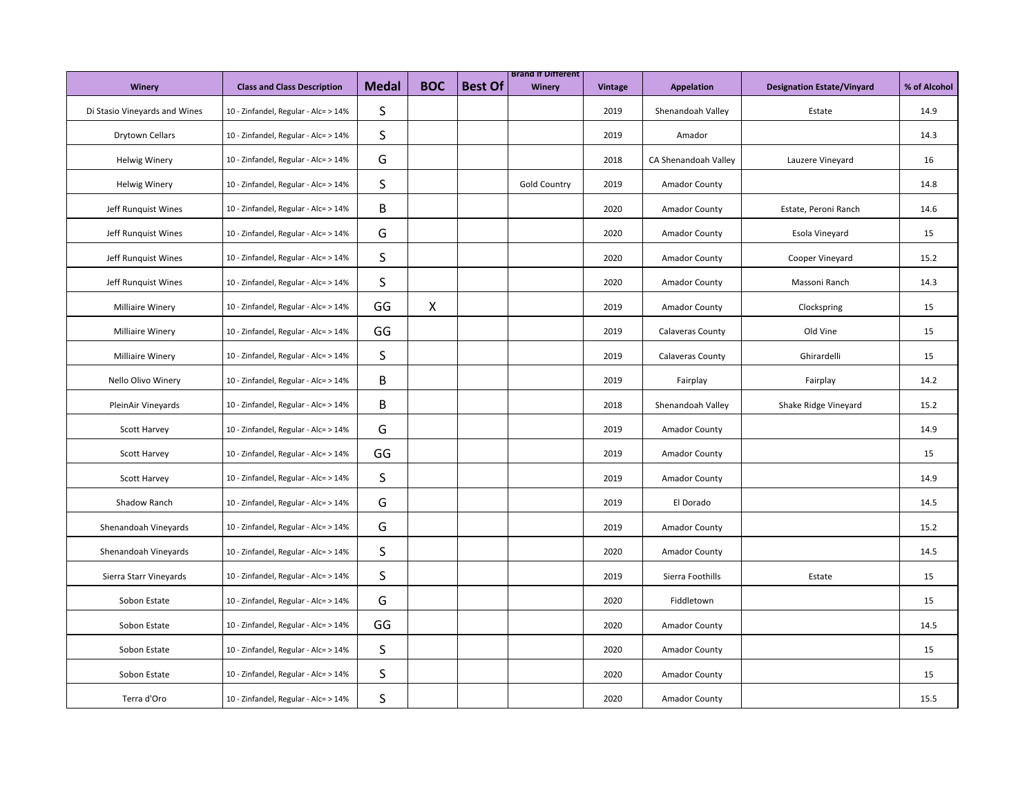| Winery | Class and Class Description | Medal | BOC | Best Of | Brand If Different Winery | Vintage | Appelation | Designation Estate/Vinyard | % of Alcohol |
|---|---|---|---|---|---|---|---|---|---|
| Di Stasio Vineyards and Wines | 10 - Zinfandel, Regular - Alc= > 14% | S | | | | 2019 | Shenandoah Valley | Estate | 14.9 |
| Drytown Cellars | 10 - Zinfandel, Regular - Alc= > 14% | S | | | | 2019 | Amador | | 14.3 |
| Helwig Winery | 10 - Zinfandel, Regular - Alc= > 14% | G | | | | 2018 | CA Shenandoah Valley | Lauzere Vineyard | 16 |
| Helwig Winery | 10 - Zinfandel, Regular - Alc= > 14% | S | | | Gold Country | 2019 | Amador County | | 14.8 |
| Jeff Runquist Wines | 10 - Zinfandel, Regular - Alc= > 14% | B | | | | 2020 | Amador County | Estate, Peroni Ranch | 14.6 |
| Jeff Runquist Wines | 10 - Zinfandel, Regular - Alc= > 14% | G | | | | 2020 | Amador County | Esola Vineyard | 15 |
| Jeff Runquist Wines | 10 - Zinfandel, Regular - Alc= > 14% | S | | | | 2020 | Amador County | Cooper Vineyard | 15.2 |
| Jeff Runquist Wines | 10 - Zinfandel, Regular - Alc= > 14% | S | | | | 2020 | Amador County | Massoni Ranch | 14.3 |
| Milliaire Winery | 10 - Zinfandel, Regular - Alc= > 14% | GG | X | | | 2019 | Amador County | Clockspring | 15 |
| Milliaire Winery | 10 - Zinfandel, Regular - Alc= > 14% | GG | | | | 2019 | Calaveras County | Old Vine | 15 |
| Milliaire Winery | 10 - Zinfandel, Regular - Alc= > 14% | S | | | | 2019 | Calaveras County | Ghirardelli | 15 |
| Nello Olivo Winery | 10 - Zinfandel, Regular - Alc= > 14% | B | | | | 2019 | Fairplay | Fairplay | 14.2 |
| PleinAir Vineyards | 10 - Zinfandel, Regular - Alc= > 14% | B | | | | 2018 | Shenandoah Valley | Shake Ridge Vineyard | 15.2 |
| Scott Harvey | 10 - Zinfandel, Regular - Alc= > 14% | G | | | | 2019 | Amador County | | 14.9 |
| Scott Harvey | 10 - Zinfandel, Regular - Alc= > 14% | GG | | | | 2019 | Amador County | | 15 |
| Scott Harvey | 10 - Zinfandel, Regular - Alc= > 14% | S | | | | 2019 | Amador County | | 14.9 |
| Shadow Ranch | 10 - Zinfandel, Regular - Alc= > 14% | G | | | | 2019 | El Dorado | | 14.5 |
| Shenandoah Vineyards | 10 - Zinfandel, Regular - Alc= > 14% | G | | | | 2019 | Amador County | | 15.2 |
| Shenandoah Vineyards | 10 - Zinfandel, Regular - Alc= > 14% | S | | | | 2020 | Amador County | | 14.5 |
| Sierra Starr Vineyards | 10 - Zinfandel, Regular - Alc= > 14% | S | | | | 2019 | Sierra Foothills | Estate | 15 |
| Sobon Estate | 10 - Zinfandel, Regular - Alc= > 14% | G | | | | 2020 | Fiddletown | | 15 |
| Sobon Estate | 10 - Zinfandel, Regular - Alc= > 14% | GG | | | | 2020 | Amador County | | 14.5 |
| Sobon Estate | 10 - Zinfandel, Regular - Alc= > 14% | S | | | | 2020 | Amador County | | 15 |
| Sobon Estate | 10 - Zinfandel, Regular - Alc= > 14% | S | | | | 2020 | Amador County | | 15 |
| Terra d'Oro | 10 - Zinfandel, Regular - Alc= > 14% | S | | | | 2020 | Amador County | | 15.5 |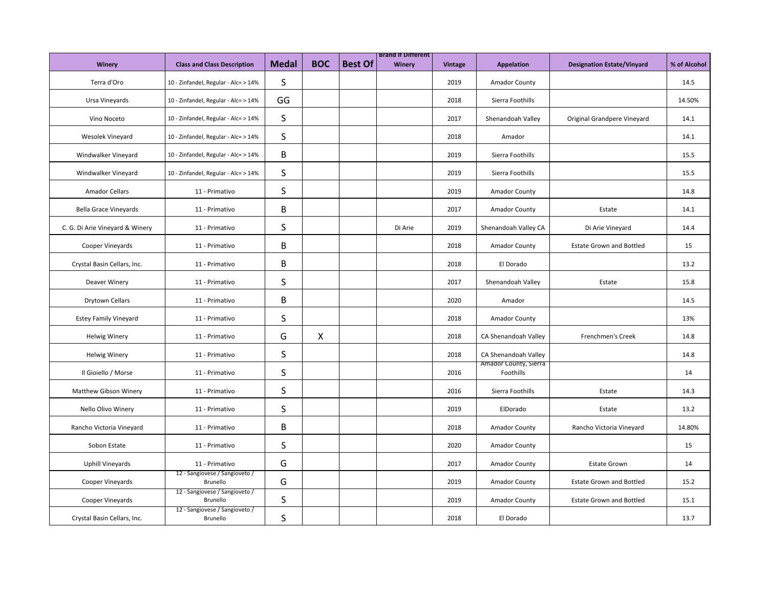| Winery | Class and Class Description | Medal | BOC | Best Of | Brand If Different Winery | Vintage | Appelation | Designation Estate/Vinyard | % of Alcohol |
|---|---|---|---|---|---|---|---|---|---|
| Terra d'Oro | 10 - Zinfandel, Regular - Alc= > 14% | S | | | | 2019 | Amador County | | 14.5 |
| Ursa Vineyards | 10 - Zinfandel, Regular - Alc= > 14% | GG | | | | 2018 | Sierra Foothills | | 14.50% |
| Vino Noceto | 10 - Zinfandel, Regular - Alc= > 14% | S | | | | 2017 | Shenandoah Valley | Original Grandpere Vineyard | 14.1 |
| Wesolek Vineyard | 10 - Zinfandel, Regular - Alc= > 14% | S | | | | 2018 | Amador | | 14.1 |
| Windwalker Vineyard | 10 - Zinfandel, Regular - Alc= > 14% | B | | | | 2019 | Sierra Foothills | | 15.5 |
| Windwalker Vineyard | 10 - Zinfandel, Regular - Alc= > 14% | S | | | | 2019 | Sierra Foothills | | 15.5 |
| Amador Cellars | 11 - Primativo | S | | | | 2019 | Amador County | | 14.8 |
| Bella Grace Vineyards | 11 - Primativo | B | | | | 2017 | Amador County | Estate | 14.1 |
| C. G. Di Arie Vineyard & Winery | 11 - Primativo | S | | | Di Arie | 2019 | Shenandoah Valley CA | Di Arie Vineyard | 14.4 |
| Cooper Vineyards | 11 - Primativo | B | | | | 2018 | Amador County | Estate Grown and Bottled | 15 |
| Crystal Basin Cellars, Inc. | 11 - Primativo | B | | | | 2018 | El Dorado | | 13.2 |
| Deaver Winery | 11 - Primativo | S | | | | 2017 | Shenandoah Valley | Estate | 15.8 |
| Drytown Cellars | 11 - Primativo | B | | | | 2020 | Amador | | 14.5 |
| Estey Family Vineyard | 11 - Primativo | S | | | | 2018 | Amador County | | 13% |
| Helwig Winery | 11 - Primativo | G | X | | | 2018 | CA Shenandoah Valley | Frenchmen's Creek | 14.8 |
| Helwig Winery | 11 - Primativo | S | | | | 2018 | CA Shenandoah Valley | | 14.8 |
| Il Gioiello / Morse | 11 - Primativo | S | | | | 2016 | Amador County, Sierra Foothills | | 14 |
| Matthew Gibson Winery | 11 - Primativo | S | | | | 2016 | Sierra Foothills | Estate | 14.3 |
| Nello Olivo Winery | 11 - Primativo | S | | | | 2019 | ElDorado | Estate | 13.2 |
| Rancho Victoria Vineyard | 11 - Primativo | B | | | | 2018 | Amador County | Rancho Victoria Vineyard | 14.80% |
| Sobon Estate | 11 - Primativo | S | | | | 2020 | Amador County | | 15 |
| Uphill Vineyards | 11 - Primativo | G | | | | 2017 | Amador County | Estate Grown | 14 |
| Cooper Vineyards | 12 - Sangiovese / Sangioveto / Brunello | G | | | | 2019 | Amador County | Estate Grown and Bottled | 15.2 |
| Cooper Vineyards | 12 - Sangiovese / Sangioveto / Brunello | S | | | | 2019 | Amador County | Estate Grown and Bottled | 15.1 |
| Crystal Basin Cellars, Inc. | 12 - Sangiovese / Sangioveto / Brunello | S | | | | 2018 | El Dorado | | 13.7 |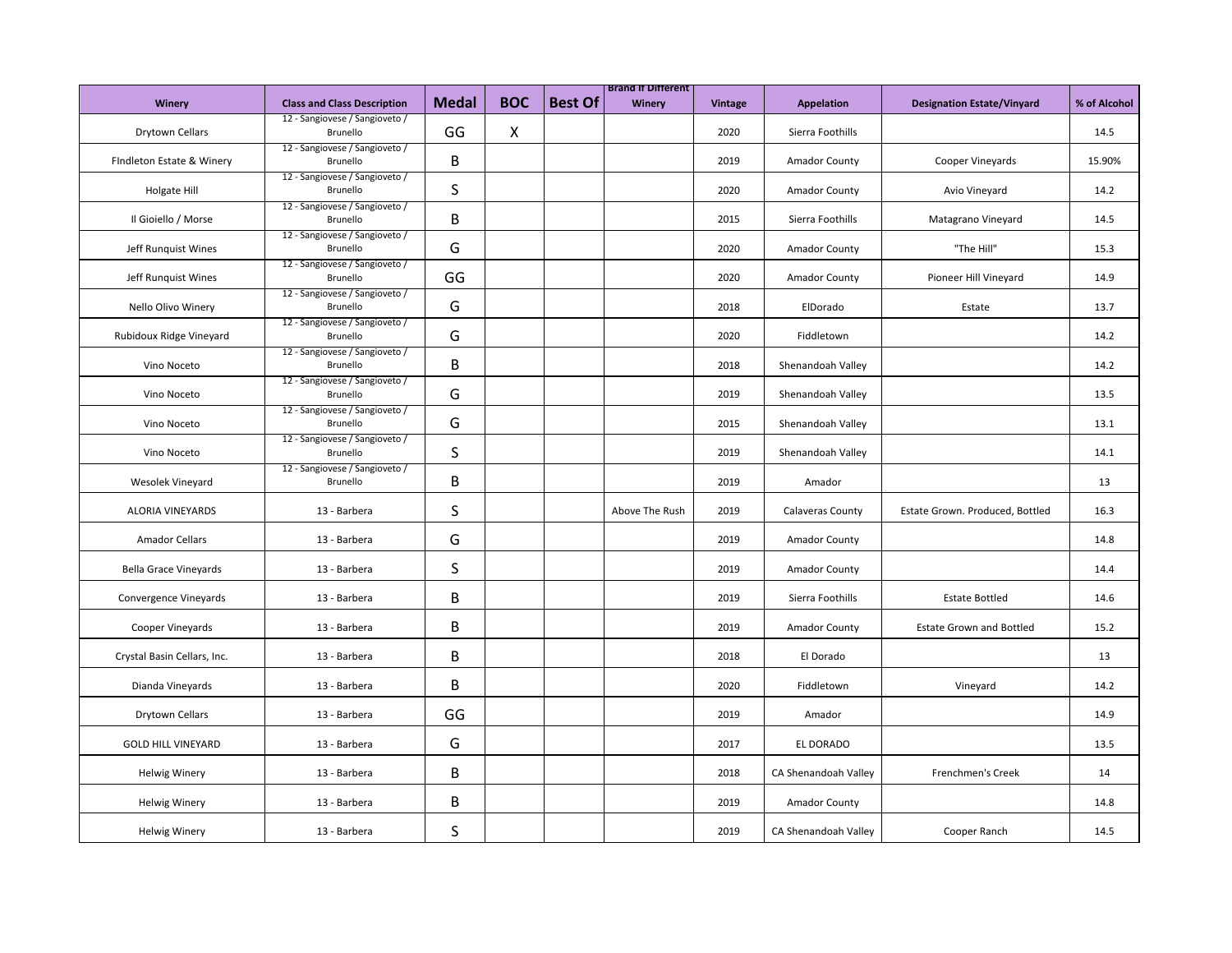| Winery | Class and Class Description | Medal | BOC | Best Of | Brand If Different Winery | Vintage | Appelation | Designation Estate/Vinyard | % of Alcohol |
|---|---|---|---|---|---|---|---|---|---|
| Drytown Cellars | 12 - Sangiovese / Sangioveto / Brunello | GG | X | | | 2020 | Sierra Foothills | | 14.5 |
| FIndleton Estate & Winery | 12 - Sangiovese / Sangioveto / Brunello | B | | | | 2019 | Amador County | Cooper Vineyards | 15.90% |
| Holgate Hill | 12 - Sangiovese / Sangioveto / Brunello | S | | | | 2020 | Amador County | Avio Vineyard | 14.2 |
| Il Gioiello / Morse | 12 - Sangiovese / Sangioveto / Brunello | B | | | | 2015 | Sierra Foothills | Matagrano Vineyard | 14.5 |
| Jeff Runquist Wines | 12 - Sangiovese / Sangioveto / Brunello | G | | | | 2020 | Amador County | "The Hill" | 15.3 |
| Jeff Runquist Wines | 12 - Sangiovese / Sangioveto / Brunello | GG | | | | 2020 | Amador County | Pioneer Hill Vineyard | 14.9 |
| Nello Olivo Winery | 12 - Sangiovese / Sangioveto / Brunello | G | | | | 2018 | ElDorado | Estate | 13.7 |
| Rubidoux Ridge Vineyard | 12 - Sangiovese / Sangioveto / Brunello | G | | | | 2020 | Fiddletown | | 14.2 |
| Vino Noceto | 12 - Sangiovese / Sangioveto / Brunello | B | | | | 2018 | Shenandoah Valley | | 14.2 |
| Vino Noceto | 12 - Sangiovese / Sangioveto / Brunello | G | | | | 2019 | Shenandoah Valley | | 13.5 |
| Vino Noceto | 12 - Sangiovese / Sangioveto / Brunello | G | | | | 2015 | Shenandoah Valley | | 13.1 |
| Vino Noceto | 12 - Sangiovese / Sangioveto / Brunello | S | | | | 2019 | Shenandoah Valley | | 14.1 |
| Wesolek Vineyard | 12 - Sangiovese / Sangioveto / Brunello | B | | | | 2019 | Amador | | 13 |
| ALORIA VINEYARDS | 13 - Barbera | S | | | Above The Rush | 2019 | Calaveras County | Estate Grown. Produced, Bottled | 16.3 |
| Amador Cellars | 13 - Barbera | G | | | | 2019 | Amador County | | 14.8 |
| Bella Grace Vineyards | 13 - Barbera | S | | | | 2019 | Amador County | | 14.4 |
| Convergence Vineyards | 13 - Barbera | B | | | | 2019 | Sierra Foothills | Estate Bottled | 14.6 |
| Cooper Vineyards | 13 - Barbera | B | | | | 2019 | Amador County | Estate Grown and Bottled | 15.2 |
| Crystal Basin Cellars, Inc. | 13 - Barbera | B | | | | 2018 | El Dorado | | 13 |
| Dianda Vineyards | 13 - Barbera | B | | | | 2020 | Fiddletown | Vineyard | 14.2 |
| Drytown Cellars | 13 - Barbera | GG | | | | 2019 | Amador | | 14.9 |
| GOLD HILL VINEYARD | 13 - Barbera | G | | | | 2017 | EL DORADO | | 13.5 |
| Helwig Winery | 13 - Barbera | B | | | | 2018 | CA Shenandoah Valley | Frenchmen's Creek | 14 |
| Helwig Winery | 13 - Barbera | B | | | | 2019 | Amador County | | 14.8 |
| Helwig Winery | 13 - Barbera | S | | | | 2019 | CA Shenandoah Valley | Cooper Ranch | 14.5 |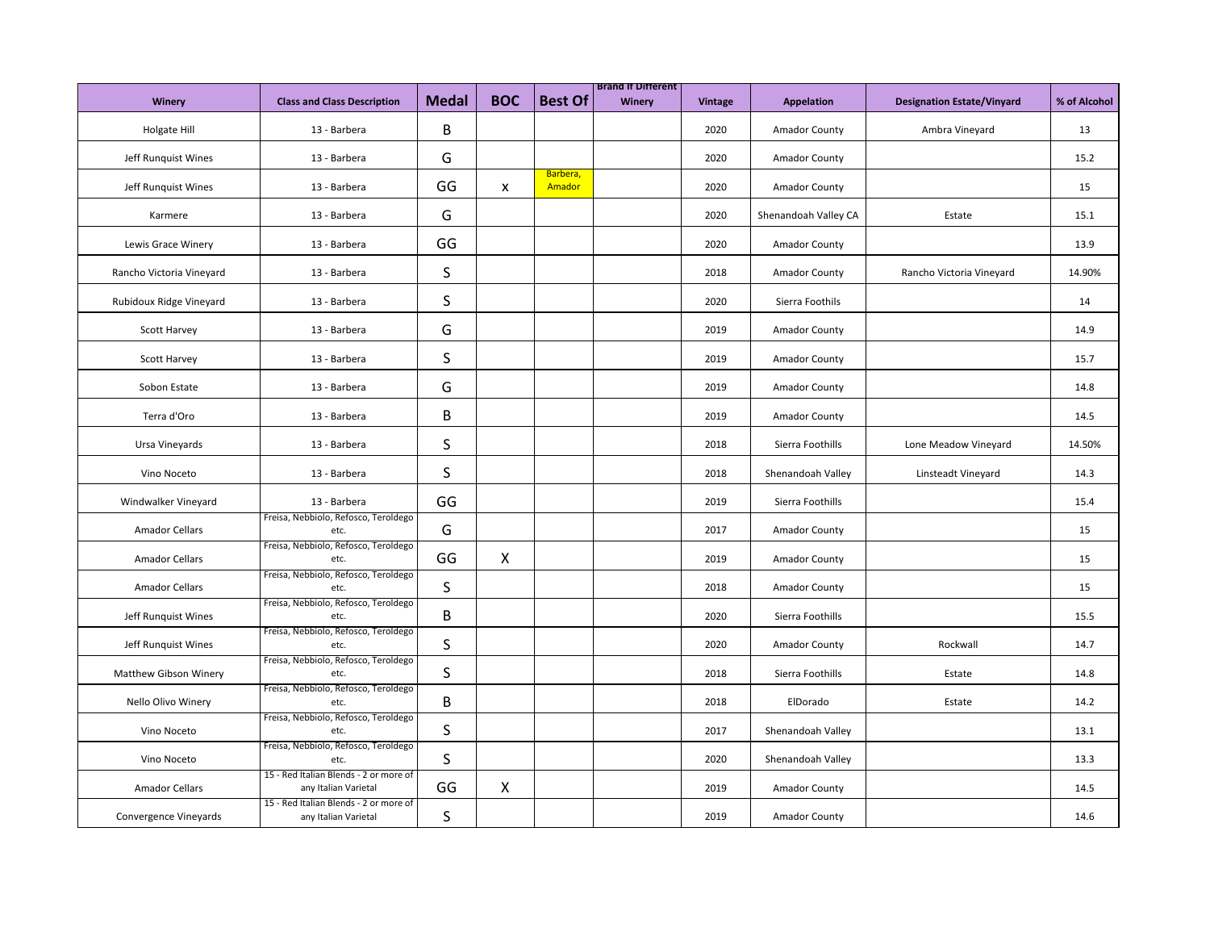| Winery | Class and Class Description | Medal | BOC | Best Of | Brand If Different Winery | Vintage | Appelation | Designation Estate/Vinyard | % of Alcohol |
|---|---|---|---|---|---|---|---|---|---|
| Holgate Hill | 13 - Barbera | B | | | | 2020 | Amador County | Ambra Vineyard | 13 |
| Jeff Runquist Wines | 13 - Barbera | G | | | | 2020 | Amador County | | 15.2 |
| Jeff Runquist Wines | 13 - Barbera | GG | x | Barbera, Amador | | 2020 | Amador County | | 15 |
| Karmere | 13 - Barbera | G | | | | 2020 | Shenandoah Valley CA | Estate | 15.1 |
| Lewis Grace Winery | 13 - Barbera | GG | | | | 2020 | Amador County | | 13.9 |
| Rancho Victoria Vineyard | 13 - Barbera | S | | | | 2018 | Amador County | Rancho Victoria Vineyard | 14.90% |
| Rubidoux Ridge Vineyard | 13 - Barbera | S | | | | 2020 | Sierra Foothils | | 14 |
| Scott Harvey | 13 - Barbera | G | | | | 2019 | Amador County | | 14.9 |
| Scott Harvey | 13 - Barbera | S | | | | 2019 | Amador County | | 15.7 |
| Sobon Estate | 13 - Barbera | G | | | | 2019 | Amador County | | 14.8 |
| Terra d'Oro | 13 - Barbera | B | | | | 2019 | Amador County | | 14.5 |
| Ursa Vineyards | 13 - Barbera | S | | | | 2018 | Sierra Foothills | Lone Meadow Vineyard | 14.50% |
| Vino Noceto | 13 - Barbera | S | | | | 2018 | Shenandoah Valley | Linsteadt Vineyard | 14.3 |
| Windwalker Vineyard | 13 - Barbera | GG | | | | 2019 | Sierra Foothills | | 15.4 |
| Amador Cellars | Freisa, Nebbiolo, Refosco, Teroldego etc. | G | | | | 2017 | Amador County | | 15 |
| Amador Cellars | Freisa, Nebbiolo, Refosco, Teroldego etc. | GG | X | | | 2019 | Amador County | | 15 |
| Amador Cellars | Freisa, Nebbiolo, Refosco, Teroldego etc. | S | | | | 2018 | Amador County | | 15 |
| Jeff Runquist Wines | Freisa, Nebbiolo, Refosco, Teroldego etc. | B | | | | 2020 | Sierra Foothills | | 15.5 |
| Jeff Runquist Wines | Freisa, Nebbiolo, Refosco, Teroldego etc. | S | | | | 2020 | Amador County | Rockwall | 14.7 |
| Matthew Gibson Winery | Freisa, Nebbiolo, Refosco, Teroldego etc. | S | | | | 2018 | Sierra Foothills | Estate | 14.8 |
| Nello Olivo Winery | Freisa, Nebbiolo, Refosco, Teroldego etc. | B | | | | 2018 | ElDorado | Estate | 14.2 |
| Vino Noceto | Freisa, Nebbiolo, Refosco, Teroldego etc. | S | | | | 2017 | Shenandoah Valley | | 13.1 |
| Vino Noceto | Freisa, Nebbiolo, Refosco, Teroldego etc. | S | | | | 2020 | Shenandoah Valley | | 13.3 |
| Amador Cellars | 15 - Red Italian Blends - 2 or more of any Italian Varietal | GG | X | | | 2019 | Amador County | | 14.5 |
| Convergence Vineyards | 15 - Red Italian Blends - 2 or more of any Italian Varietal | S | | | | 2019 | Amador County | | 14.6 |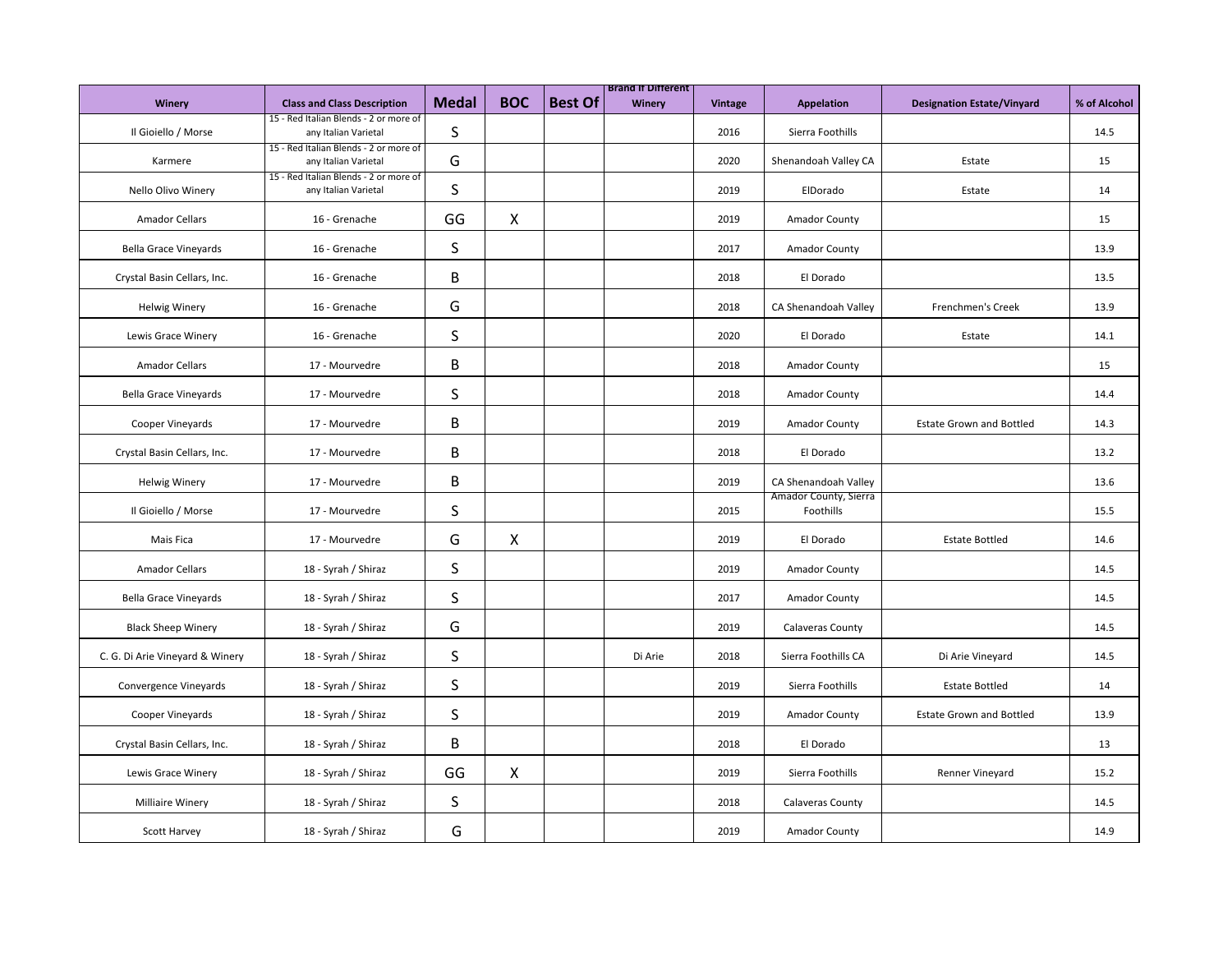| Winery | Class and Class Description | Medal | BOC | Best Of | Brand If Different Winery | Vintage | Appelation | Designation Estate/Vinyard | % of Alcohol |
|---|---|---|---|---|---|---|---|---|---|
| Il Gioiello / Morse | 15 - Red Italian Blends - 2 or more of any Italian Varietal | S | | | | 2016 | Sierra Foothills | | 14.5 |
| Karmere | 15 - Red Italian Blends - 2 or more of any Italian Varietal | G | | | | 2020 | Shenandoah Valley CA | Estate | 15 |
| Nello Olivo Winery | 15 - Red Italian Blends - 2 or more of any Italian Varietal | S | | | | 2019 | ElDorado | Estate | 14 |
| Amador Cellars | 16 - Grenache | GG | X | | | 2019 | Amador County | | 15 |
| Bella Grace Vineyards | 16 - Grenache | S | | | | 2017 | Amador County | | 13.9 |
| Crystal Basin Cellars, Inc. | 16 - Grenache | B | | | | 2018 | El Dorado | | 13.5 |
| Helwig Winery | 16 - Grenache | G | | | | 2018 | CA Shenandoah Valley | Frenchmen's Creek | 13.9 |
| Lewis Grace Winery | 16 - Grenache | S | | | | 2020 | El Dorado | Estate | 14.1 |
| Amador Cellars | 17 - Mourvedre | B | | | | 2018 | Amador County | | 15 |
| Bella Grace Vineyards | 17 - Mourvedre | S | | | | 2018 | Amador County | | 14.4 |
| Cooper Vineyards | 17 - Mourvedre | B | | | | 2019 | Amador County | Estate Grown and Bottled | 14.3 |
| Crystal Basin Cellars, Inc. | 17 - Mourvedre | B | | | | 2018 | El Dorado | | 13.2 |
| Helwig Winery | 17 - Mourvedre | B | | | | 2019 | CA Shenandoah Valley | | 13.6 |
| Il Gioielo / Morse | 17 - Mourvedre | S | | | | 2015 | Amador County, Sierra Foothills | | 15.5 |
| Mais Fica | 17 - Mourvedre | G | X | | | 2019 | El Dorado | Estate Bottled | 14.6 |
| Amador Cellars | 18 - Syrah / Shiraz | S | | | | 2019 | Amador County | | 14.5 |
| Bella Grace Vineyards | 18 - Syrah / Shiraz | S | | | | 2017 | Amador County | | 14.5 |
| Black Sheep Winery | 18 - Syrah / Shiraz | G | | | | 2019 | Calaveras County | | 14.5 |
| C. G. Di Arie Vineyard & Winery | 18 - Syrah / Shiraz | S | | | Di Arie | 2018 | Sierra Foothills CA | Di Arie Vineyard | 14.5 |
| Convergence Vineyards | 18 - Syrah / Shiraz | S | | | | 2019 | Sierra Foothills | Estate Bottled | 14 |
| Cooper Vineyards | 18 - Syrah / Shiraz | S | | | | 2019 | Amador County | Estate Grown and Bottled | 13.9 |
| Crystal Basin Cellars, Inc. | 18 - Syrah / Shiraz | B | | | | 2018 | El Dorado | | 13 |
| Lewis Grace Winery | 18 - Syrah / Shiraz | GG | X | | | 2019 | Sierra Foothills | Renner Vineyard | 15.2 |
| Milliaire Winery | 18 - Syrah / Shiraz | S | | | | 2018 | Calaveras County | | 14.5 |
| Scott Harvey | 18 - Syrah / Shiraz | G | | | | 2019 | Amador County | | 14.9 |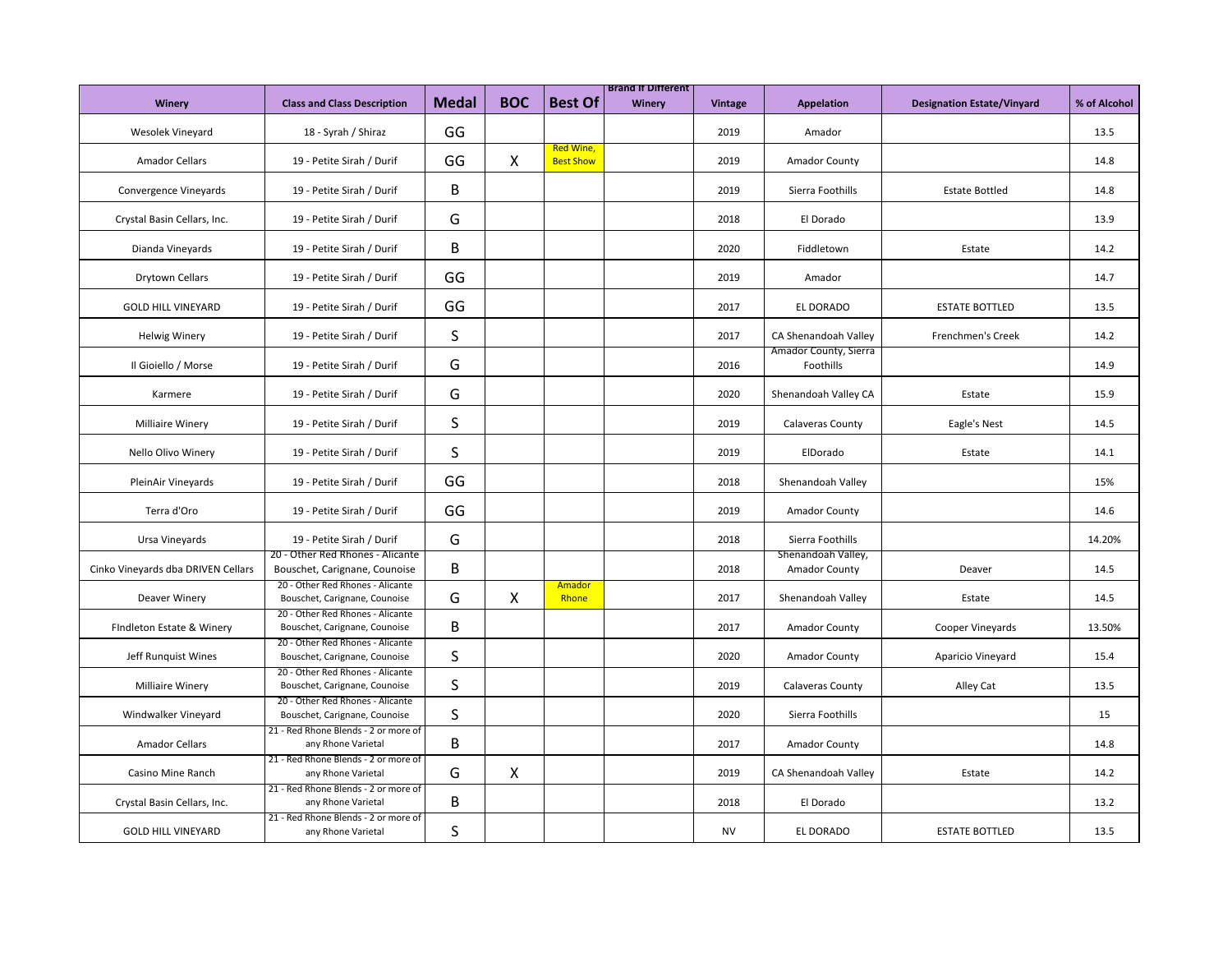| Winery | Class and Class Description | Medal | BOC | Best Of | Brand if Different Winery | Vintage | Appelation | Designation Estate/Vinyard | % of Alcohol |
|---|---|---|---|---|---|---|---|---|---|
| Wesolek Vineyard | 18 - Syrah / Shiraz | GG | | | | 2019 | Amador | | 13.5 |
| Amador Cellars | 19 - Petite Sirah / Durif | GG | X | Red Wine, Best Show | | 2019 | Amador County | | 14.8 |
| Convergence Vineyards | 19 - Petite Sirah / Durif | B | | | | 2019 | Sierra Foothills | Estate Bottled | 14.8 |
| Crystal Basin Cellars, Inc. | 19 - Petite Sirah / Durif | G | | | | 2018 | El Dorado | | 13.9 |
| Dianda Vineyards | 19 - Petite Sirah / Durif | B | | | | 2020 | Fiddletown | Estate | 14.2 |
| Drytown Cellars | 19 - Petite Sirah / Durif | GG | | | | 2019 | Amador | | 14.7 |
| GOLD HILL VINEYARD | 19 - Petite Sirah / Durif | GG | | | | 2017 | EL DORADO | ESTATE BOTTLED | 13.5 |
| Helwig Winery | 19 - Petite Sirah / Durif | S | | | | 2017 | CA Shenandoah Valley | Frenchmen's Creek | 14.2 |
| Il Gioiello / Morse | 19 - Petite Sirah / Durif | G | | | | 2016 | Amador County, Sierra Foothills | | 14.9 |
| Karmere | 19 - Petite Sirah / Durif | G | | | | 2020 | Shenandoah Valley CA | Estate | 15.9 |
| Milliaire Winery | 19 - Petite Sirah / Durif | S | | | | 2019 | Calaveras County | Eagle's Nest | 14.5 |
| Nello Olivo Winery | 19 - Petite Sirah / Durif | S | | | | 2019 | ElDorado | Estate | 14.1 |
| PleinAir Vineyards | 19 - Petite Sirah / Durif | GG | | | | 2018 | Shenandoah Valley | | 15% |
| Terra d'Oro | 19 - Petite Sirah / Durif | GG | | | | 2019 | Amador County | | 14.6 |
| Ursa Vineyards | 19 - Petite Sirah / Durif | G | | | | 2018 | Sierra Foothills | | 14.20% |
| Cinko Vineyards dba DRIVEN Cellars | 20 - Other Red Rhones - Alicante Bouschet, Carignane, Counoise | B | | | | 2018 | Shenandoah Valley, Amador County | Deaver | 14.5 |
| Deaver Winery | 20 - Other Red Rhones - Alicante Bouschet, Carignane, Counoise | G | X | Amador Rhone | | 2017 | Shenandoah Valley | Estate | 14.5 |
| FIndleton Estate & Winery | 20 - Other Red Rhones - Alicante Bouschet, Carignane, Counoise | B | | | | 2017 | Amador County | Cooper Vineyards | 13.50% |
| Jeff Runquist Wines | 20 - Other Red Rhones - Alicante Bouschet, Carignane, Counoise | S | | | | 2020 | Amador County | Aparicio Vineyard | 15.4 |
| Milliaire Winery | 20 - Other Red Rhones - Alicante Bouschet, Carignane, Counoise | S | | | | 2019 | Calaveras County | Alley Cat | 13.5 |
| Windwalker Vineyard | 20 - Other Red Rhones - Alicante Bouschet, Carignane, Counoise | S | | | | 2020 | Sierra Foothills | | 15 |
| Amador Cellars | 21 - Red Rhone Blends - 2 or more of any Rhone Varietal | B | | | | 2017 | Amador County | | 14.8 |
| Casino Mine Ranch | 21 - Red Rhone Blends - 2 or more of any Rhone Varietal | G | X | | | 2019 | CA Shenandoah Valley | Estate | 14.2 |
| Crystal Basin Cellars, Inc. | 21 - Red Rhone Blends - 2 or more of any Rhone Varietal | B | | | | 2018 | El Dorado | | 13.2 |
| GOLD HILL VINEYARD | 21 - Red Rhone Blends - 2 or more of any Rhone Varietal | S | | | | NV | EL DORADO | ESTATE BOTTLED | 13.5 |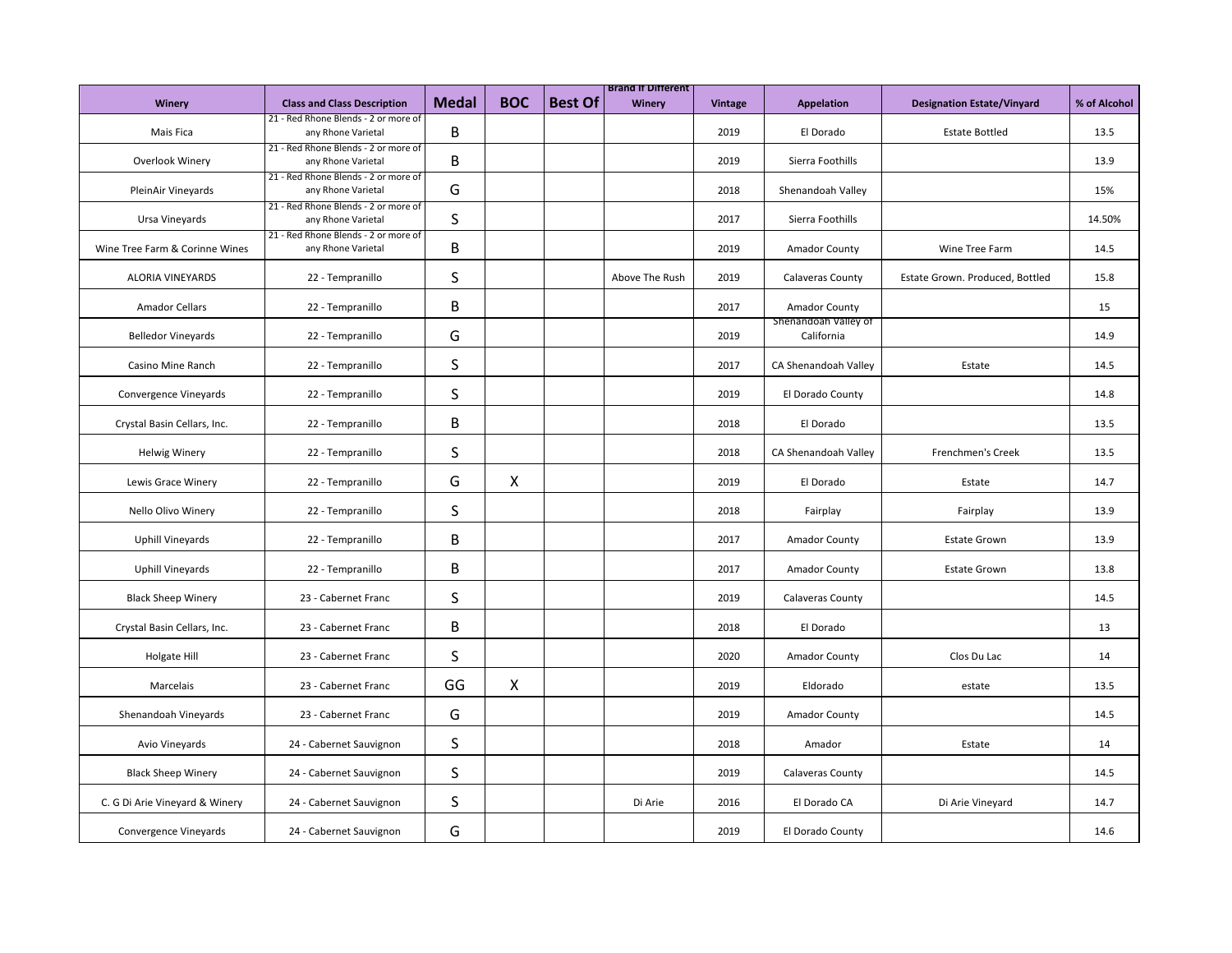| Winery | Class and Class Description | Medal | BOC | Best Of | Brand If Different Winery | Vintage | Appelation | Designation Estate/Vinyard | % of Alcohol |
|---|---|---|---|---|---|---|---|---|---|
| Mais Fica | 21 - Red Rhone Blends - 2 or more of any Rhone Varietal | B | | | | 2019 | El Dorado | Estate Bottled | 13.5 |
| Overlook Winery | 21 - Red Rhone Blends - 2 or more of any Rhone Varietal | B | | | | 2019 | Sierra Foothills | | 13.9 |
| PleinAir Vineyards | 21 - Red Rhone Blends - 2 or more of any Rhone Varietal | G | | | | 2018 | Shenandoah Valley | | 15% |
| Ursa Vineyards | 21 - Red Rhone Blends - 2 or more of any Rhone Varietal | S | | | | 2017 | Sierra Foothills | | 14.50% |
| Wine Tree Farm & Corinne Wines | 21 - Red Rhone Blends - 2 or more of any Rhone Varietal | B | | | | 2019 | Amador County | Wine Tree Farm | 14.5 |
| ALORIA VINEYARDS | 22 - Tempranillo | S | | | Above The Rush | 2019 | Calaveras County | Estate Grown. Produced, Bottled | 15.8 |
| Amador Cellars | 22 - Tempranillo | B | | | | 2017 | Amador County | | 15 |
| Belledor Vineyards | 22 - Tempranillo | G | | | | 2019 | Shenandoah Valley of California | | 14.9 |
| Casino Mine Ranch | 22 - Tempranillo | S | | | | 2017 | CA Shenandoah Valley | Estate | 14.5 |
| Convergence Vineyards | 22 - Tempranillo | S | | | | 2019 | El Dorado County | | 14.8 |
| Crystal Basin Cellars, Inc. | 22 - Tempranillo | B | | | | 2018 | El Dorado | | 13.5 |
| Helwig Winery | 22 - Tempranillo | S | | | | 2018 | CA Shenandoah Valley | Frenchmen's Creek | 13.5 |
| Lewis Grace Winery | 22 - Tempranillo | G | X | | | 2019 | El Dorado | Estate | 14.7 |
| Nello Olivo Winery | 22 - Tempranillo | S | | | | 2018 | Fairplay | Fairplay | 13.9 |
| Uphill Vineyards | 22 - Tempranillo | B | | | | 2017 | Amador County | Estate Grown | 13.9 |
| Uphill Vineyards | 22 - Tempranillo | B | | | | 2017 | Amador County | Estate Grown | 13.8 |
| Black Sheep Winery | 23 - Cabernet Franc | S | | | | 2019 | Calaveras County | | 14.5 |
| Crystal Basin Cellars, Inc. | 23 - Cabernet Franc | B | | | | 2018 | El Dorado | | 13 |
| Holgate Hill | 23 - Cabernet Franc | S | | | | 2020 | Amador County | Clos Du Lac | 14 |
| Marcelais | 23 - Cabernet Franc | GG | X | | | 2019 | Eldorado | estate | 13.5 |
| Shenandoah Vineyards | 23 - Cabernet Franc | G | | | | 2019 | Amador County | | 14.5 |
| Avio Vineyards | 24 - Cabernet Sauvignon | S | | | | 2018 | Amador | Estate | 14 |
| Black Sheep Winery | 24 - Cabernet Sauvignon | S | | | | 2019 | Calaveras County | | 14.5 |
| C. G Di Arie Vineyard & Winery | 24 - Cabernet Sauvignon | S | | | Di Arie | 2016 | El Dorado CA | Di Arie Vineyard | 14.7 |
| Convergence Vineyards | 24 - Cabernet Sauvignon | G | | | | 2019 | El Dorado County | | 14.6 |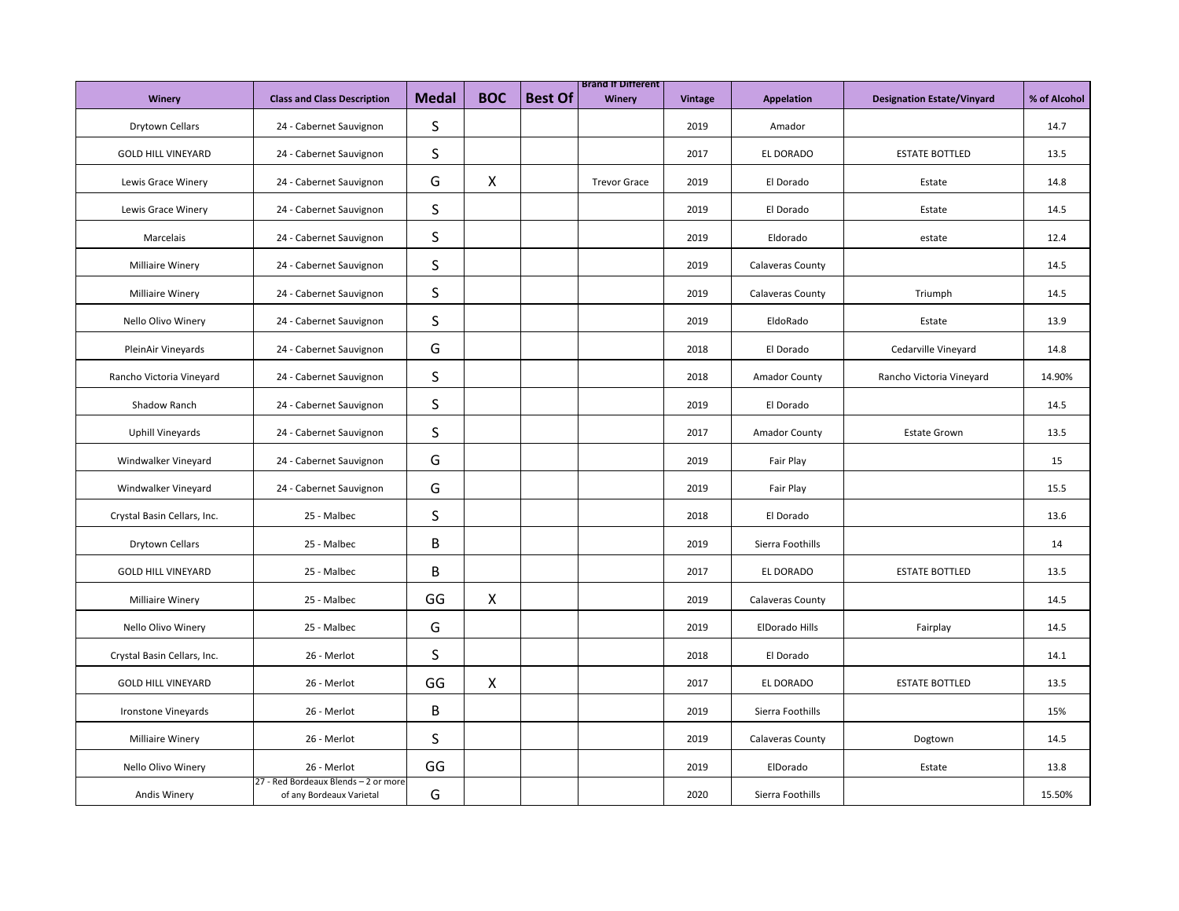| Winery | Class and Class Description | Medal | BOC | Best Of | Brand If Different Winery | Vintage | Appelation | Designation Estate/Vinyard | % of Alcohol |
|---|---|---|---|---|---|---|---|---|---|
| Drytown Cellars | 24 - Cabernet Sauvignon | S | | | | 2019 | Amador | | 14.7 |
| GOLD HILL VINEYARD | 24 - Cabernet Sauvignon | S | | | | 2017 | EL DORADO | ESTATE BOTTLED | 13.5 |
| Lewis Grace Winery | 24 - Cabernet Sauvignon | G | X | | Trevor Grace | 2019 | El Dorado | Estate | 14.8 |
| Lewis Grace Winery | 24 - Cabernet Sauvignon | S | | | | 2019 | El Dorado | Estate | 14.5 |
| Marcelais | 24 - Cabernet Sauvignon | S | | | | 2019 | Eldorado | estate | 12.4 |
| Milliaire Winery | 24 - Cabernet Sauvignon | S | | | | 2019 | Calaveras County | | 14.5 |
| Milliaire Winery | 24 - Cabernet Sauvignon | S | | | | 2019 | Calaveras County | Triumph | 14.5 |
| Nello Olivo Winery | 24 - Cabernet Sauvignon | S | | | | 2019 | EldoRado | Estate | 13.9 |
| PleinAir Vineyards | 24 - Cabernet Sauvignon | G | | | | 2018 | El Dorado | Cedarville Vineyard | 14.8 |
| Rancho Victoria Vineyard | 24 - Cabernet Sauvignon | S | | | | 2018 | Amador County | Rancho Victoria Vineyard | 14.90% |
| Shadow Ranch | 24 - Cabernet Sauvignon | S | | | | 2019 | El Dorado | | 14.5 |
| Uphill Vineyards | 24 - Cabernet Sauvignon | S | | | | 2017 | Amador County | Estate Grown | 13.5 |
| Windwalker Vineyard | 24 - Cabernet Sauvignon | G | | | | 2019 | Fair Play | | 15 |
| Windwalker Vineyard | 24 - Cabernet Sauvignon | G | | | | 2019 | Fair Play | | 15.5 |
| Crystal Basin Cellars, Inc. | 25 - Malbec | S | | | | 2018 | El Dorado | | 13.6 |
| Drytown Cellars | 25 - Malbec | B | | | | 2019 | Sierra Foothills | | 14 |
| GOLD HILL VINEYARD | 25 - Malbec | B | | | | 2017 | EL DORADO | ESTATE BOTTLED | 13.5 |
| Milliaire Winery | 25 - Malbec | GG | X | | | 2019 | Calaveras County | | 14.5 |
| Nello Olivo Winery | 25 - Malbec | G | | | | 2019 | ElDorado Hills | Fairplay | 14.5 |
| Crystal Basin Cellars, Inc. | 26 - Merlot | S | | | | 2018 | El Dorado | | 14.1 |
| GOLD HILL VINEYARD | 26 - Merlot | GG | X | | | 2017 | EL DORADO | ESTATE BOTTLED | 13.5 |
| Ironstone Vineyards | 26 - Merlot | B | | | | 2019 | Sierra Foothills | | 15% |
| Milliaire Winery | 26 - Merlot | S | | | | 2019 | Calaveras County | Dogtown | 14.5 |
| Nello Olivo Winery | 26 - Merlot | GG | | | | 2019 | ElDorado | Estate | 13.8 |
| Andis Winery | 27 - Red Bordeaux Blends – 2 or more of any Bordeaux Varietal | G | | | | 2020 | Sierra Foothills | | 15.50% |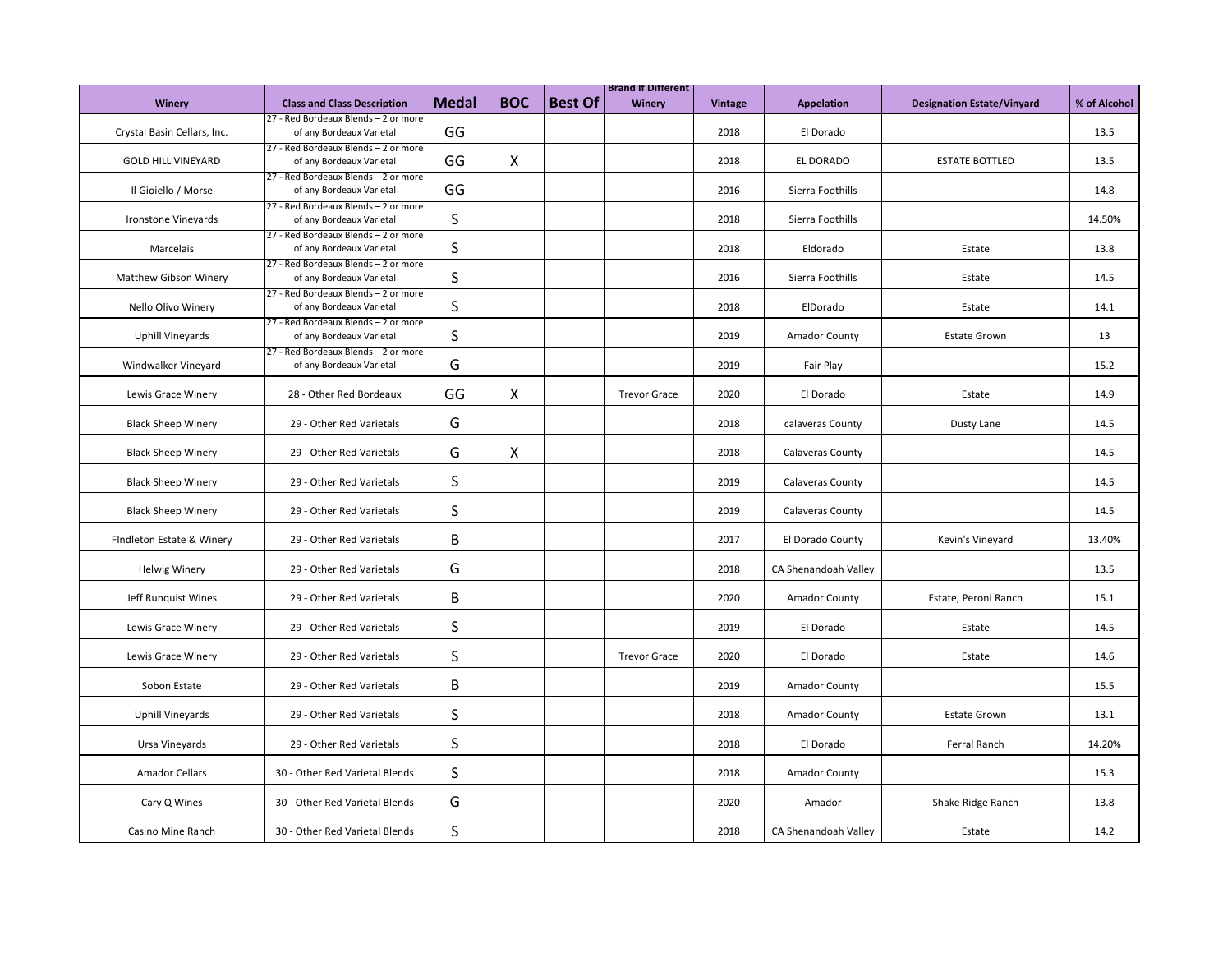| Winery | Class and Class Description | Medal | BOC | Best Of | Brand If Different Winery | Vintage | Appelation | Designation Estate/Vinyard | % of Alcohol |
|---|---|---|---|---|---|---|---|---|---|
| Crystal Basin Cellars, Inc. | 27 - Red Bordeaux Blends – 2 or more of any Bordeaux Varietal | GG | | | | 2018 | El Dorado | | 13.5 |
| GOLD HILL VINEYARD | 27 - Red Bordeaux Blends – 2 or more of any Bordeaux Varietal | GG | X | | | 2018 | EL DORADO | ESTATE BOTTLED | 13.5 |
| Il Gioiello / Morse | 27 - Red Bordeaux Blends – 2 or more of any Bordeaux Varietal | GG | | | | 2016 | Sierra Foothills | | 14.8 |
| Ironstone Vineyards | 27 - Red Bordeaux Blends – 2 or more of any Bordeaux Varietal | S | | | | 2018 | Sierra Foothills | | 14.50% |
| Marcelais | 27 - Red Bordeaux Blends – 2 or more of any Bordeaux Varietal | S | | | | 2018 | Eldorado | Estate | 13.8 |
| Matthew Gibson Winery | 27 - Red Bordeaux Blends – 2 or more of any Bordeaux Varietal | S | | | | 2016 | Sierra Foothills | Estate | 14.5 |
| Nello Olivo Winery | 27 - Red Bordeaux Blends – 2 or more of any Bordeaux Varietal | S | | | | 2018 | ElDorado | Estate | 14.1 |
| Uphill Vineyards | 27 - Red Bordeaux Blends – 2 or more of any Bordeaux Varietal | S | | | | 2019 | Amador County | Estate Grown | 13 |
| Windwalker Vineyard | 27 - Red Bordeaux Blends – 2 or more of any Bordeaux Varietal | G | | | | 2019 | Fair Play | | 15.2 |
| Lewis Grace Winery | 28 - Other Red Bordeaux | GG | X | | Trevor Grace | 2020 | El Dorado | Estate | 14.9 |
| Black Sheep Winery | 29 - Other Red Varietals | G | | | | 2018 | calaveras County | Dusty Lane | 14.5 |
| Black Sheep Winery | 29 - Other Red Varietals | G | X | | | 2018 | Calaveras County | | 14.5 |
| Black Sheep Winery | 29 - Other Red Varietals | S | | | | 2019 | Calaveras County | | 14.5 |
| Black Sheep Winery | 29 - Other Red Varietals | S | | | | 2019 | Calaveras County | | 14.5 |
| FIndleton Estate & Winery | 29 - Other Red Varietals | B | | | | 2017 | El Dorado County | Kevin's Vineyard | 13.40% |
| Helwig Winery | 29 - Other Red Varietals | G | | | | 2018 | CA Shenandoah Valley | | 13.5 |
| Jeff Runquist Wines | 29 - Other Red Varietals | B | | | | 2020 | Amador County | Estate, Peroni Ranch | 15.1 |
| Lewis Grace Winery | 29 - Other Red Varietals | S | | | | 2019 | El Dorado | Estate | 14.5 |
| Lewis Grace Winery | 29 - Other Red Varietals | S | | | Trevor Grace | 2020 | El Dorado | Estate | 14.6 |
| Sobon Estate | 29 - Other Red Varietals | B | | | | 2019 | Amador County | | 15.5 |
| Uphill Vineyards | 29 - Other Red Varietals | S | | | | 2018 | Amador County | Estate Grown | 13.1 |
| Ursa Vineyards | 29 - Other Red Varietals | S | | | | 2018 | El Dorado | Ferral Ranch | 14.20% |
| Amador Cellars | 30 - Other Red Varietal Blends | S | | | | 2018 | Amador County | | 15.3 |
| Cary Q Wines | 30 - Other Red Varietal Blends | G | | | | 2020 | Amador | Shake Ridge Ranch | 13.8 |
| Casino Mine Ranch | 30 - Other Red Varietal Blends | S | | | | 2018 | CA Shenandoah Valley | Estate | 14.2 |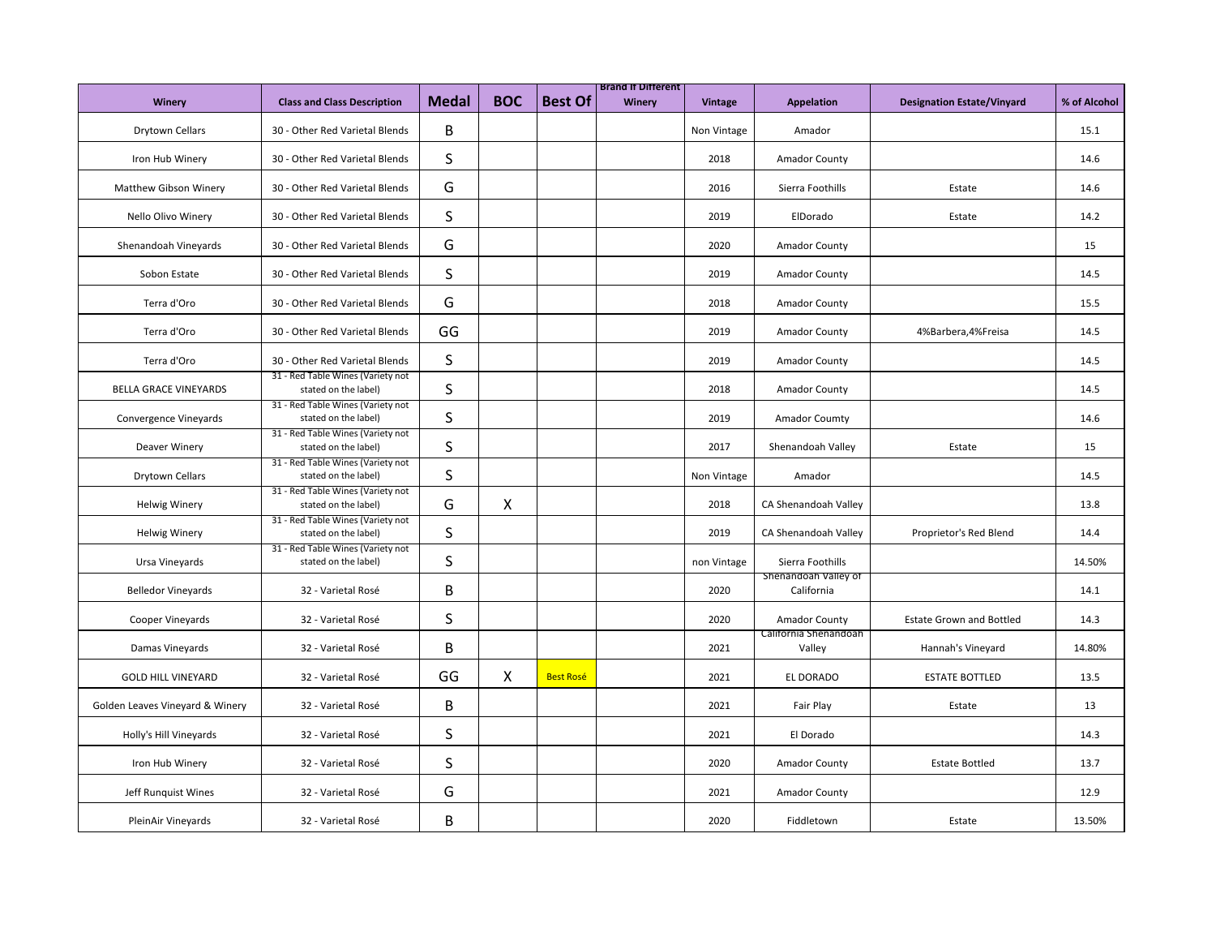| Winery | Class and Class Description | Medal | BOC | Best Of | Brand If Different Winery | Vintage | Appelation | Designation Estate/Vinyard | % of Alcohol |
|---|---|---|---|---|---|---|---|---|---|
| Drytown Cellars | 30 - Other Red Varietal Blends | B | | | | Non Vintage | Amador | | 15.1 |
| Iron Hub Winery | 30 - Other Red Varietal Blends | S | | | | 2018 | Amador County | | 14.6 |
| Matthew Gibson Winery | 30 - Other Red Varietal Blends | G | | | | 2016 | Sierra Foothills | Estate | 14.6 |
| Nello Olivo Winery | 30 - Other Red Varietal Blends | S | | | | 2019 | ElDorado | Estate | 14.2 |
| Shenandoah Vineyards | 30 - Other Red Varietal Blends | G | | | | 2020 | Amador County | | 15 |
| Sobon Estate | 30 - Other Red Varietal Blends | S | | | | 2019 | Amador County | | 14.5 |
| Terra d'Oro | 30 - Other Red Varietal Blends | G | | | | 2018 | Amador County | | 15.5 |
| Terra d'Oro | 30 - Other Red Varietal Blends | GG | | | | 2019 | Amador County | 4%Barbera,4%Freisa | 14.5 |
| Terra d'Oro | 30 - Other Red Varietal Blends | S | | | | 2019 | Amador County | | 14.5 |
| BELLA GRACE VINEYARDS | 31 - Red Table Wines (Variety not stated on the label) | S | | | | 2018 | Amador County | | 14.5 |
| Convergence Vineyards | 31 - Red Table Wines (Variety not stated on the label) | S | | | | 2019 | Amador Coumty | | 14.6 |
| Deaver Winery | 31 - Red Table Wines (Variety not stated on the label) | S | | | | 2017 | Shenandoah Valley | Estate | 15 |
| Drytown Cellars | 31 - Red Table Wines (Variety not stated on the label) | S | | | | Non Vintage | Amador | | 14.5 |
| Helwig Winery | 31 - Red Table Wines (Variety not stated on the label) | G | X | | | 2018 | CA Shenandoah Valley | | 13.8 |
| Helwig Winery | 31 - Red Table Wines (Variety not stated on the label) | S | | | | 2019 | CA Shenandoah Valley | Proprietor's Red Blend | 14.4 |
| Ursa Vineyards | 31 - Red Table Wines (Variety not stated on the label) | S | | | | non Vintage | Sierra Foothills | | 14.50% |
| Belledor Vineyards | 32 - Varietal Rosé | B | | | | 2020 | Shenandoah Valley of California | | 14.1 |
| Cooper Vineyards | 32 - Varietal Rosé | S | | | | 2020 | Amador County | Estate Grown and Bottled | 14.3 |
| Damas Vineyards | 32 - Varietal Rosé | B | | | | 2021 | California Shenandoah Valley | Hannah's Vineyard | 14.80% |
| GOLD HILL VINEYARD | 32 - Varietal Rosé | GG | X | Best Rosé | | 2021 | EL DORADO | ESTATE BOTTLED | 13.5 |
| Golden Leaves Vineyard & Winery | 32 - Varietal Rosé | B | | | | 2021 | Fair Play | Estate | 13 |
| Holly's Hill Vineyards | 32 - Varietal Rosé | S | | | | 2021 | El Dorado | | 14.3 |
| Iron Hub Winery | 32 - Varietal Rosé | S | | | | 2020 | Amador County | Estate Bottled | 13.7 |
| Jeff Runquist Wines | 32 - Varietal Rosé | G | | | | 2021 | Amador County | | 12.9 |
| PleinAir Vineyards | 32 - Varietal Rosé | B | | | | 2020 | Fiddletown | Estate | 13.50% |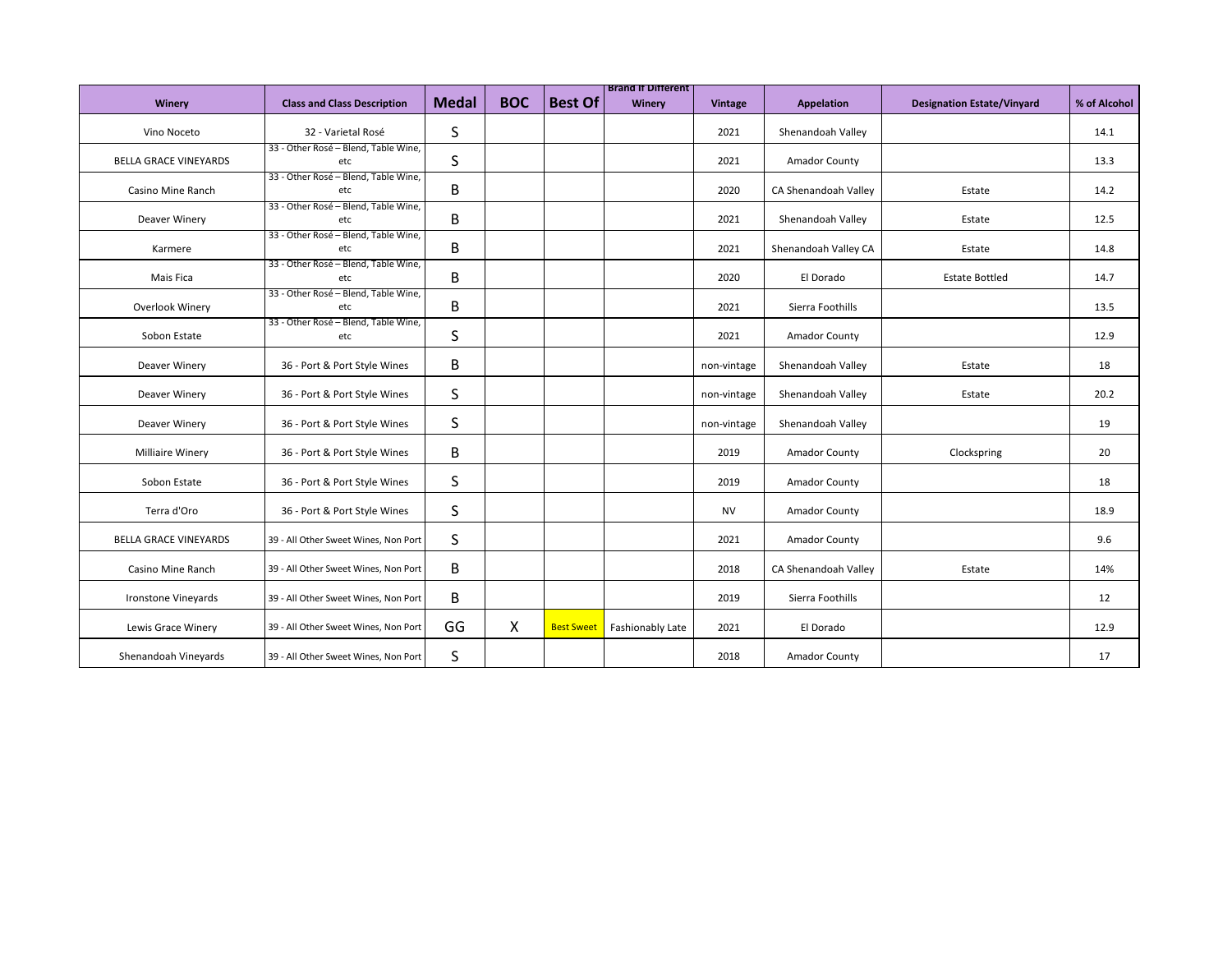| Winery | Class and Class Description | Medal | BOC | Best Of | Brand If Different Winery | Vintage | Appelation | Designation Estate/Vinyard | % of Alcohol |
|---|---|---|---|---|---|---|---|---|---|
| Vino Noceto | 32 - Varietal Rosé | S | | | | 2021 | Shenandoah Valley | | 14.1 |
| BELLA GRACE VINEYARDS | 33 - Other Rosé – Blend, Table Wine, etc | S | | | | 2021 | Amador County | | 13.3 |
| Casino Mine Ranch | 33 - Other Rosé – Blend, Table Wine, etc | B | | | | 2020 | CA Shenandoah Valley | Estate | 14.2 |
| Deaver Winery | 33 - Other Rosé – Blend, Table Wine, etc | B | | | | 2021 | Shenandoah Valley | Estate | 12.5 |
| Karmere | 33 - Other Rosé – Blend, Table Wine, etc | B | | | | 2021 | Shenandoah Valley CA | Estate | 14.8 |
| Mais Fica | 33 - Other Rosé – Blend, Table Wine, etc | B | | | | 2020 | El Dorado | Estate Bottled | 14.7 |
| Overlook Winery | 33 - Other Rosé – Blend, Table Wine, etc | B | | | | 2021 | Sierra Foothills | | 13.5 |
| Sobon Estate | 33 - Other Rosé – Blend, Table Wine, etc | S | | | | 2021 | Amador County | | 12.9 |
| Deaver Winery | 36 - Port & Port Style Wines | B | | | | non-vintage | Shenandoah Valley | Estate | 18 |
| Deaver Winery | 36 - Port & Port Style Wines | S | | | | non-vintage | Shenandoah Valley | Estate | 20.2 |
| Deaver Winery | 36 - Port & Port Style Wines | S | | | | non-vintage | Shenandoah Valley | | 19 |
| Milliaire Winery | 36 - Port & Port Style Wines | B | | | | 2019 | Amador County | Clockspring | 20 |
| Sobon Estate | 36 - Port & Port Style Wines | S | | | | 2019 | Amador County | | 18 |
| Terra d'Oro | 36 - Port & Port Style Wines | S | | | | NV | Amador County | | 18.9 |
| BELLA GRACE VINEYARDS | 39 - All Other Sweet Wines, Non Port | S | | | | 2021 | Amador County | | 9.6 |
| Casino Mine Ranch | 39 - All Other Sweet Wines, Non Port | B | | | | 2018 | CA Shenandoah Valley | Estate | 14% |
| Ironstone Vineyards | 39 - All Other Sweet Wines, Non Port | B | | | | 2019 | Sierra Foothills | | 12 |
| Lewis Grace Winery | 39 - All Other Sweet Wines, Non Port | GG | X | Best Sweet | Fashionably Late | 2021 | El Dorado | | 12.9 |
| Shenandoah Vineyards | 39 - All Other Sweet Wines, Non Port | S | | | | 2018 | Amador County | | 17 |